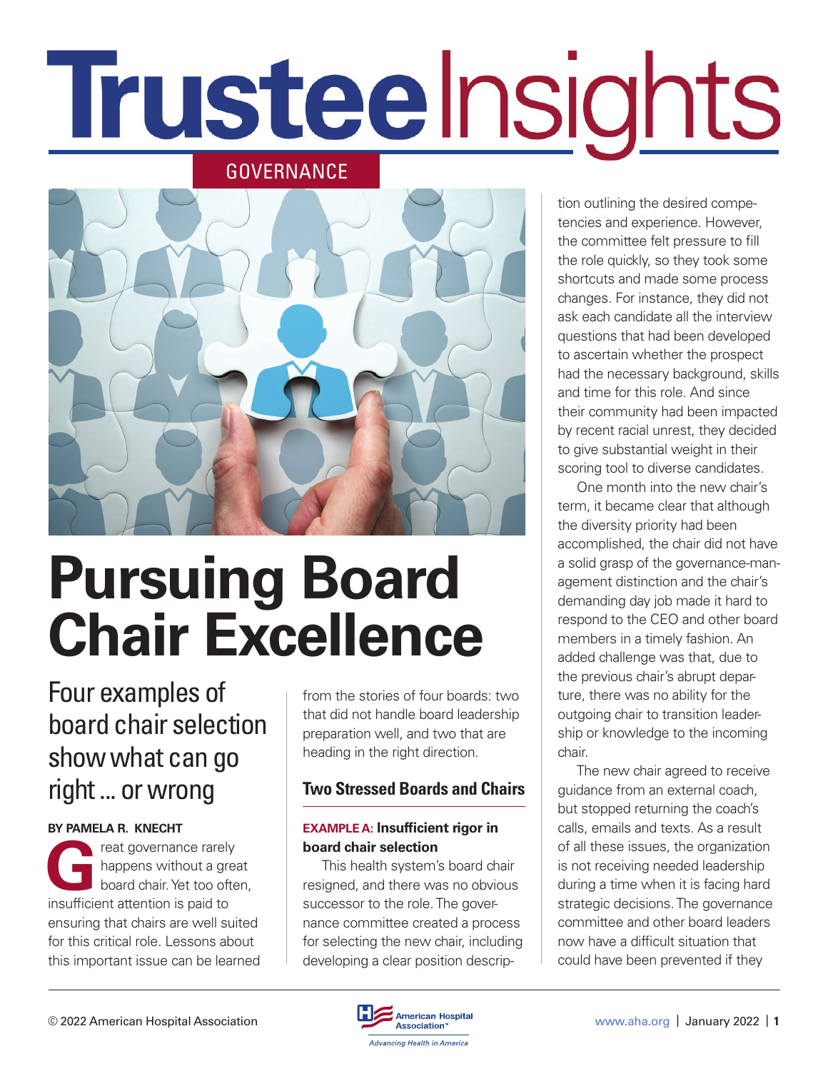# Trustee Insights

GOVERNANCE

# Pursuing Board Chair Excellence

## Four examples of board chair selection show what can go right … or wrong

**BY PAMELA R. KNECHT**

Great governance rarely happens without a great board chair. Yet too often, insufficient attention is paid to ensuring that chairs are well suited for this critical role. Lessons about this important issue can be learned from the stories of four boards: two that did not handle board leadership preparation well, and two that are heading in the right direction.

### Two Stressed Boards and Chairs

**EXAMPLE A: Insufficient rigor in board chair selection**

This health system's board chair resigned, and there was no obvious successor to the role. The governance committee created a process for selecting the new chair, including developing a clear position description outlining the desired competencies and experience. However, the committee felt pressure to fill the role quickly, so they took some shortcuts and made some process changes. For instance, they did not ask each candidate all the interview questions that had been developed to ascertain whether the prospect had the necessary background, skills and time for this role. And since their community had been impacted by recent racial unrest, they decided to give substantial weight in their scoring tool to diverse candidates.

One month into the new chair's term, it became clear that although the diversity priority had been accomplished, the chair did not have a solid grasp of the governance-management distinction and the chair's demanding day job made it hard to respond to the CEO and other board members in a timely fashion. An added challenge was that, due to the previous chair's abrupt departure, there was no ability for the outgoing chair to transition leadership or knowledge to the incoming chair.

The new chair agreed to receive guidance from an external coach, but stopped returning the coach's calls, emails and texts. As a result of all these issues, the organization is not receiving needed leadership during a time when it is facing hard strategic decisions. The governance committee and other board leaders now have a difficult situation that could have been prevented if they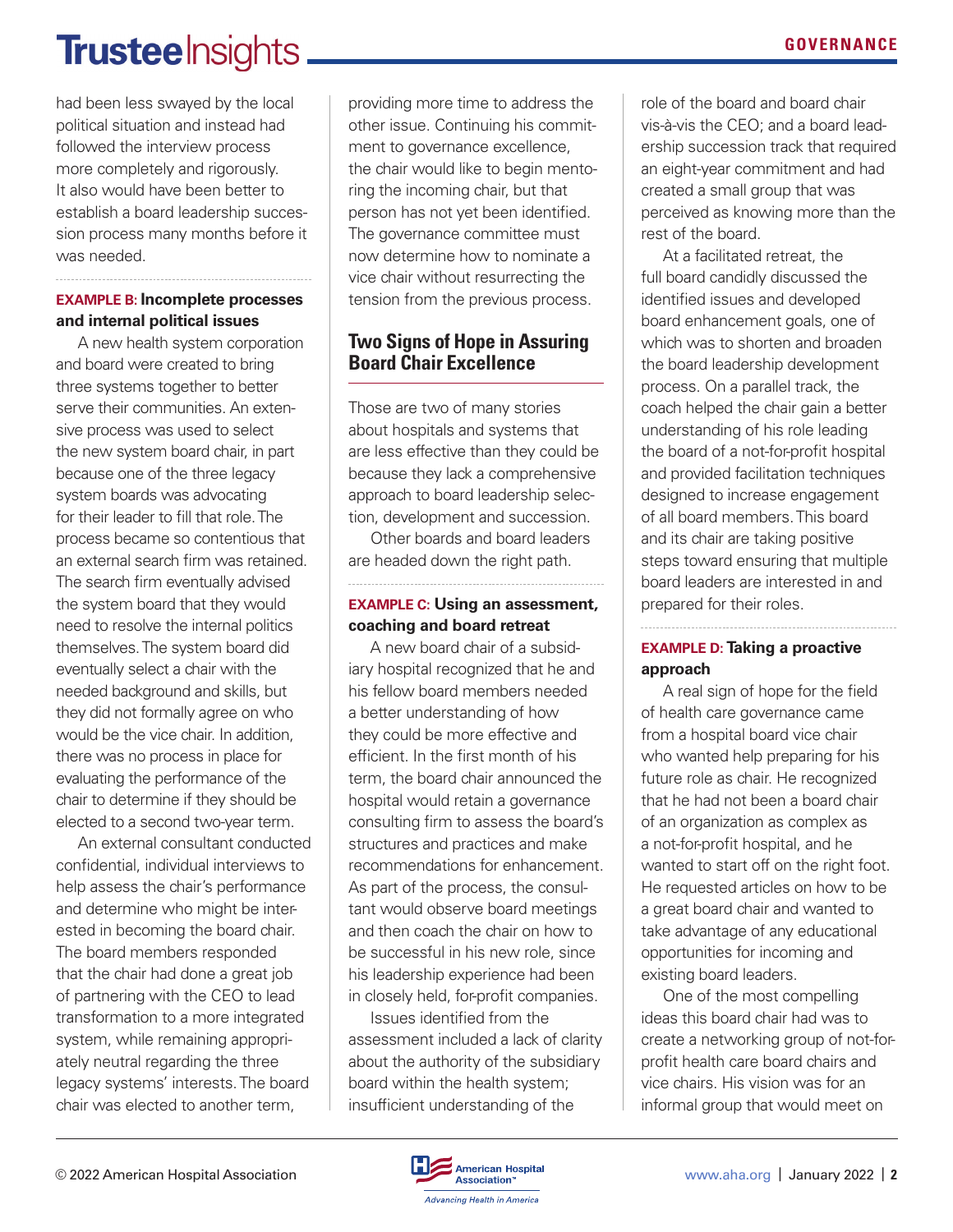had been less swayed by the local political situation and instead had followed the interview process more completely and rigorously. It also would have been better to establish a board leadership succession process many months before it was needed.

**EXAMPLE B: Incomplete processes and internal political issues**

A new health system corporation and board were created to bring three systems together to better serve their communities. An extensive process was used to select the new system board chair, in part because one of the three legacy system boards was advocating for their leader to fill that role. The process became so contentious that an external search firm was retained. The search firm eventually advised the system board that they would need to resolve the internal politics themselves. The system board did eventually select a chair with the needed background and skills, but they did not formally agree on who would be the vice chair. In addition, there was no process in place for evaluating the performance of the chair to determine if they should be elected to a second two-year term.

An external consultant conducted confidential, individual interviews to help assess the chair's performance and determine who might be interested in becoming the board chair. The board members responded that the chair had done a great job of partnering with the CEO to lead transformation to a more integrated system, while remaining appropriately neutral regarding the three legacy systems' interests. The board chair was elected to another term, providing more time to address the other issue. Continuing his commitment to governance excellence, the chair would like to begin mentoring the incoming chair, but that person has not yet been identified. The governance committee must now determine how to nominate a vice chair without resurrecting the tension from the previous process.

## Two Signs of Hope in Assuring Board Chair Excellence

Those are two of many stories about hospitals and systems that are less effective than they could be because they lack a comprehensive approach to board leadership selection, development and succession.

Other boards and board leaders are headed down the right path.

**EXAMPLE C: Using an assessment, coaching and board retreat**

A new board chair of a subsidiary hospital recognized that he and his fellow board members needed a better understanding of how they could be more effective and efficient. In the first month of his term, the board chair announced the hospital would retain a governance consulting firm to assess the board's structures and practices and make recommendations for enhancement. As part of the process, the consultant would observe board meetings and then coach the chair on how to be successful in his new role, since his leadership experience had been in closely held, for-profit companies.

Issues identified from the assessment included a lack of clarity about the authority of the subsidiary board within the health system; insufficient understanding of the role of the board and board chair vis-à-vis the CEO; and a board leadership succession track that required an eight-year commitment and had created a small group that was perceived as knowing more than the rest of the board.

At a facilitated retreat, the full board candidly discussed the identified issues and developed board enhancement goals, one of which was to shorten and broaden the board leadership development process. On a parallel track, the coach helped the chair gain a better understanding of his role leading the board of a not-for-profit hospital and provided facilitation techniques designed to increase engagement of all board members. This board and its chair are taking positive steps toward ensuring that multiple board leaders are interested in and prepared for their roles.

**EXAMPLE D: Taking a proactive approach**

A real sign of hope for the field of health care governance came from a hospital board vice chair who wanted help preparing for his future role as chair. He recognized that he had not been a board chair of an organization as complex as a not-for-profit hospital, and he wanted to start off on the right foot. He requested articles on how to be a great board chair and wanted to take advantage of any educational opportunities for incoming and existing board leaders.

One of the most compelling ideas this board chair had was to create a networking group of not-for-profit health care board chairs and vice chairs. His vision was for an informal group that would meet on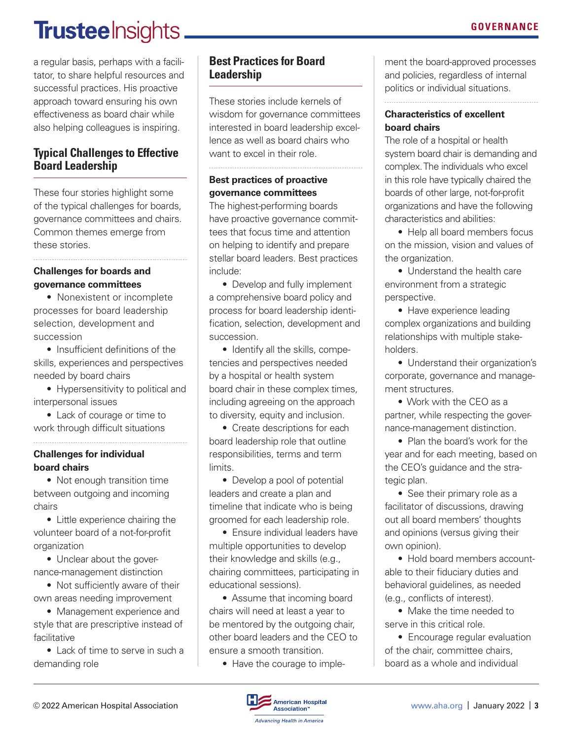a regular basis, perhaps with a facilitator, to share helpful resources and successful practices. His proactive approach toward ensuring his own effectiveness as board chair while also helping colleagues is inspiring.

## Typical Challenges to Effective Board Leadership

These four stories highlight some of the typical challenges for boards, governance committees and chairs. Common themes emerge from these stories.

**Challenges for boards and governance committees**

- Nonexistent or incomplete processes for board leadership selection, development and succession
- Insufficient definitions of the skills, experiences and perspectives needed by board chairs
- Hypersensitivity to political and interpersonal issues
- Lack of courage or time to work through difficult situations

**Challenges for individual board chairs**

- Not enough transition time between outgoing and incoming chairs
- Little experience chairing the volunteer board of a not-for-profit organization
- Unclear about the governance-management distinction
- Not sufficiently aware of their own areas needing improvement
- Management experience and style that are prescriptive instead of facilitative
- Lack of time to serve in such a demanding role

## Best Practices for Board Leadership

These stories include kernels of wisdom for governance committees interested in board leadership excellence as well as board chairs who want to excel in their role.

**Best practices of proactive governance committees**

The highest-performing boards have proactive governance committees that focus time and attention on helping to identify and prepare stellar board leaders. Best practices include:

- Develop and fully implement a comprehensive board policy and process for board leadership identification, selection, development and succession.
- Identify all the skills, competencies and perspectives needed by a hospital or health system board chair in these complex times, including agreeing on the approach to diversity, equity and inclusion.
- Create descriptions for each board leadership role that outline responsibilities, terms and term limits.
- Develop a pool of potential leaders and create a plan and timeline that indicate who is being groomed for each leadership role.
- Ensure individual leaders have multiple opportunities to develop their knowledge and skills (e.g., chairing committees, participating in educational sessions).
- Assume that incoming board chairs will need at least a year to be mentored by the outgoing chair, other board leaders and the CEO to ensure a smooth transition.
- Have the courage to implement the board-approved processes and policies, regardless of internal politics or individual situations.

**Characteristics of excellent board chairs**

The role of a hospital or health system board chair is demanding and complex. The individuals who excel in this role have typically chaired the boards of other large, not-for-profit organizations and have the following characteristics and abilities:

- Help all board members focus on the mission, vision and values of the organization.
- Understand the health care environment from a strategic perspective.
- Have experience leading complex organizations and building relationships with multiple stakeholders.
- Understand their organization's corporate, governance and management structures.
- Work with the CEO as a partner, while respecting the governance-management distinction.
- Plan the board's work for the year and for each meeting, based on the CEO's guidance and the strategic plan.
- See their primary role as a facilitator of discussions, drawing out all board members' thoughts and opinions (versus giving their own opinion).
- Hold board members accountable to their fiduciary duties and behavioral guidelines, as needed (e.g., conflicts of interest).
- Make the time needed to serve in this critical role.
- Encourage regular evaluation of the chair, committee chairs, board as a whole and individual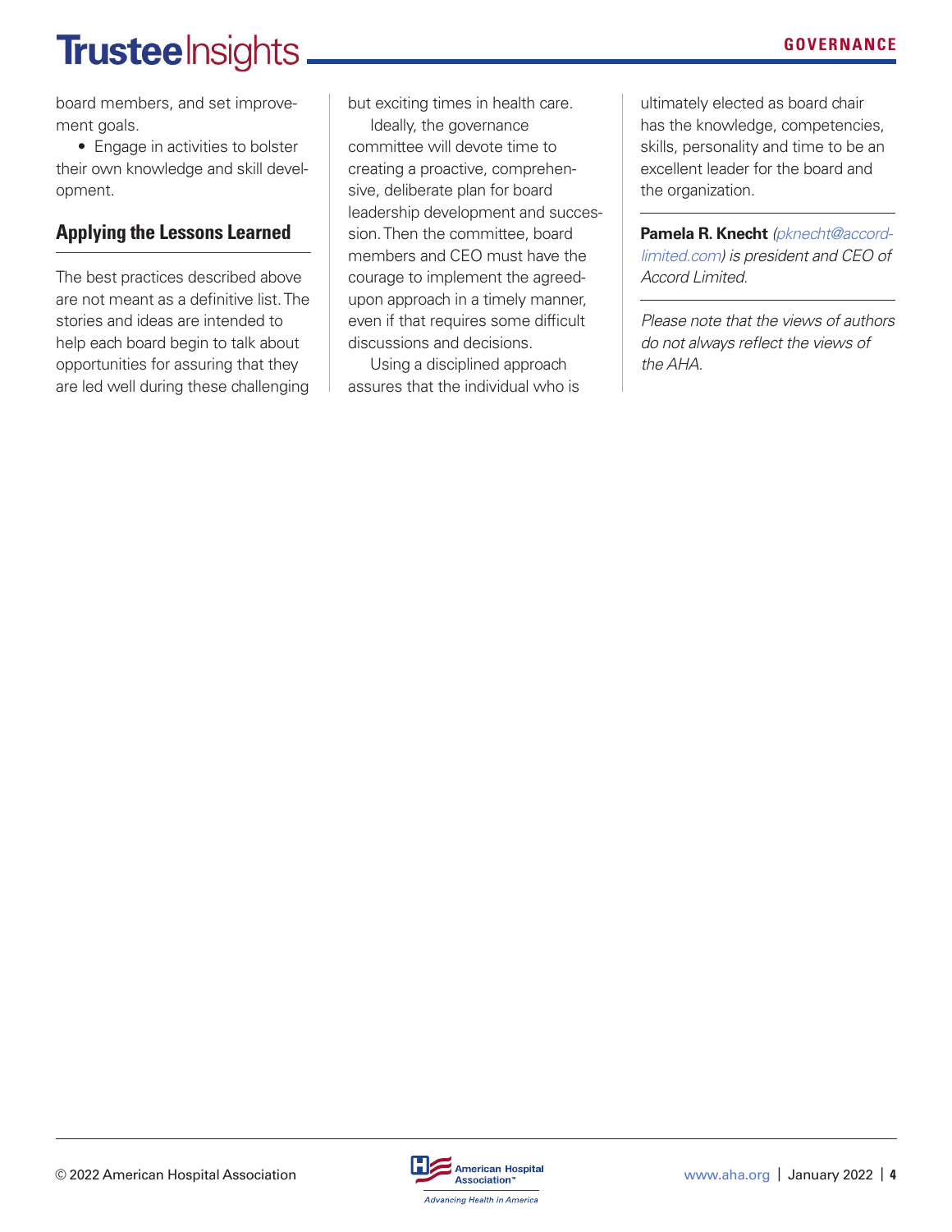board members, and set improvement goals.

- Engage in activities to bolster their own knowledge and skill development.

## Applying the Lessons Learned

The best practices described above are not meant as a definitive list. The stories and ideas are intended to help each board begin to talk about opportunities for assuring that they are led well during these challenging but exciting times in health care.

Ideally, the governance committee will devote time to creating a proactive, comprehensive, deliberate plan for board leadership development and succession. Then the committee, board members and CEO must have the courage to implement the agreed-upon approach in a timely manner, even if that requires some difficult discussions and decisions.

Using a disciplined approach assures that the individual who is ultimately elected as board chair has the knowledge, competencies, skills, personality and time to be an excellent leader for the board and the organization.

**Pamela R. Knecht** *(pknecht@accord-limited.com) is president and CEO of Accord Limited.*

*Please note that the views of authors do not always reflect the views of the AHA.*